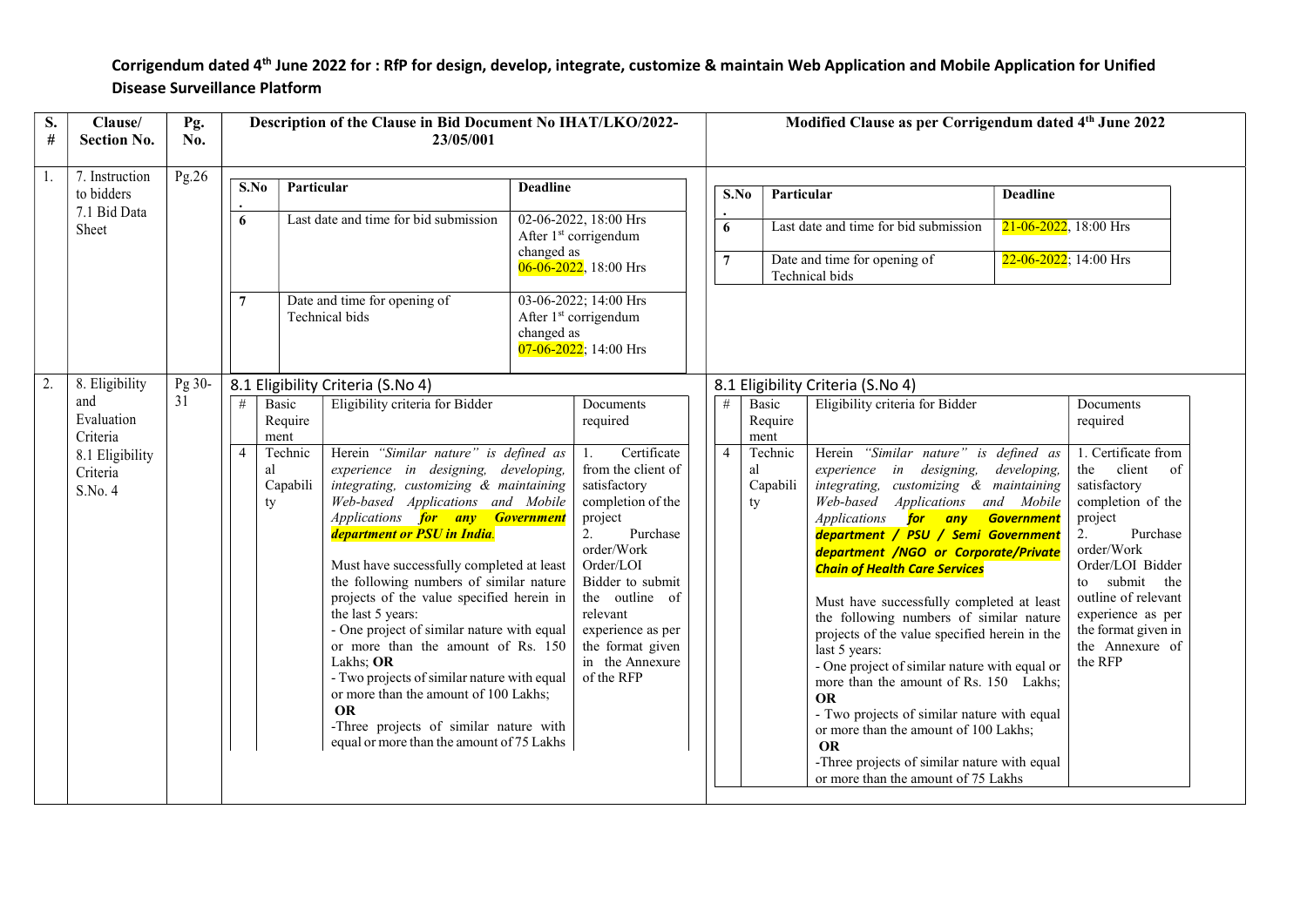**Corrigendum dated 4th June 2022 for : RfP for design, develop, integrate, customize & maintain Web Application and Mobile Application for Unified Disease Surveillance Platform**

| S. # | Clause/ Section No. | Pg. No. | Description of the Clause in Bid Document No IHAT/LKO/2022-23/05/001 | Modified Clause as per Corrigendum dated 4th June 2022 |
|---|---|---|---|---|
| 1. | 7. Instruction to bidders 7.1 Bid Data Sheet | Pg.26 | **S.No.** / **Particular** / **Deadline**<br>**6** / Last date and time for bid submission / 02-06-2022, 18:00 Hrs After 1st corrigendum changed as 06-06-2022, 18:00 Hrs<br>**7** / Date and time for opening of Technical bids / 03-06-2022; 14:00 Hrs After 1st corrigendum changed as 07-06-2022; 14:00 Hrs | **S.No.** / **Particular** / **Deadline**<br>**6** / Last date and time for bid submission / 21-06-2022, 18:00 Hrs<br>**7** / Date and time for opening of Technical bids / 22-06-2022; 14:00 Hrs |
| 2. | 8. Eligibility and Evaluation Criteria 8.1 Eligibility Criteria S.No. 4 | Pg 30-31 | 8.1 Eligibility Criteria (S.No 4)<br># / Basic Requirement / Eligibility criteria for Bidder / Documents required<br>4 / Technical Capability / Herein *"Similar nature" is defined as experience in designing, developing, integrating, customizing & maintaining Web-based Applications and Mobile Applications* ***for any Government department or PSU in India.***<br><br>Must have successfully completed at least the following numbers of similar nature projects of the value specified herein in the last 5 years:<br>- One project of similar nature with equal or more than the amount of Rs. 150 Lakhs; **OR**<br>- Two projects of similar nature with equal or more than the amount of 100 Lakhs;<br>**OR**<br>-Three projects of similar nature with equal or more than the amount of 75 Lakhs / 1. Certificate from the client of satisfactory completion of the project<br>2. Purchase order/Work Order/LOI Bidder to submit the outline of relevant experience as per the format given in the Annexure of the RFP | 8.1 Eligibility Criteria (S.No 4)<br># / Basic Requirement / Eligibility criteria for Bidder / Documents required<br>4 / Technical Capability / Herein *"Similar nature" is defined as experience in designing, developing, integrating, customizing & maintaining Web-based Applications and Mobile Applications* ***for any Government department / PSU / Semi Government department /NGO or Corporate/Private Chain of Health Care Services***<br><br>Must have successfully completed at least the following numbers of similar nature projects of the value specified herein in the last 5 years:<br>- One project of similar nature with equal or more than the amount of Rs. 150 Lakhs;<br>**OR**<br>- Two projects of similar nature with equal or more than the amount of 100 Lakhs;<br>**OR**<br>-Three projects of similar nature with equal or more than the amount of 75 Lakhs / 1. Certificate from the client of satisfactory completion of the project<br>2. Purchase order/Work Order/LOI Bidder to submit the outline of relevant experience as per the format given in the Annexure of the RFP |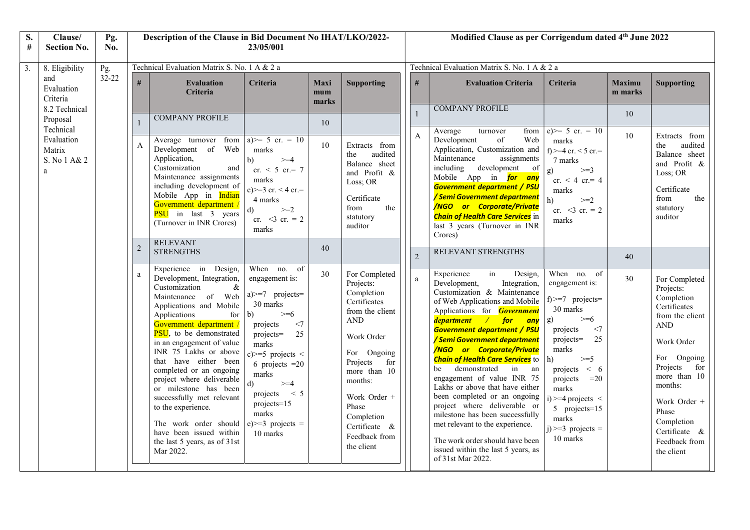| S. # | Clause/ Section No. | Pg. No. | Description of the Clause in Bid Document No IHAT/LKO/2022-23/05/001 | Modified Clause as per Corrigendum dated 4th June 2022 |
|---|---|---|---|---|
| 3. | 8. Eligibility and Evaluation Criteria 8.2 Technical Proposal Technical Evaluation Matrix S. No 1 A& 2 a | Pg. 32-22 | Technical Evaluation Matrix S. No. 1 A & 2 a | Technical Evaluation Matrix S. No. 1 A & 2 a |

**Description of the Clause in Bid Document No IHAT/LKO/2022-23/05/001**

| # | Evaluation Criteria | Criteria | Maximum marks | Supporting |
|---|---|---|---|---|
| 1 | COMPANY PROFILE | | 10 | |
| A | Average turnover from Development of Web Application, Customization and Maintenance assignments including development of Mobile App in Indian Government department / PSU in last 3 years (Turnover in INR Crores) | a)>= 5 cr. = 10 marks<br>b) >=4 cr. < 5 cr.= 7 marks<br>c)>=3 cr. < 4 cr.= 4 marks<br>d) >=2 cr. <3 cr. = 2 marks | 10 | Extracts from the audited Balance sheet and Profit & Loss; OR<br><br>Certificate from the statutory auditor |
| 2 | RELEVANT STRENGTHS | | 40 | |
| a | Experience in Design, Development, Integration, Customization & Maintenance of Web Applications and Mobile Applications for Government department / PSU, to be demonstrated in an engagement of value INR 75 Lakhs or above that have either been completed or an ongoing project where deliverable or milestone has been successfully met relevant to the experience.<br><br>The work order should have been issued within the last 5 years, as of 31st Mar 2022. | When no. of engagement is:<br><br>a)>=7 projects= 30 marks<br>b) >=6 projects <7 projects= 25 marks<br>c)>=5 projects < 6 projects =20 marks<br>d) >=4 projects < 5 projects=15 marks<br>e)>=3 projects = 10 marks | 30 | For Completed Projects: Completion Certificates from the client AND<br><br>Work Order<br><br>For Ongoing Projects for more than 10 months:<br><br>Work Order + Phase Completion Certificate & Feedback from the client |

**Modified Clause as per Corrigendum dated 4th June 2022**

| # | Evaluation Criteria | Criteria | Maximum marks | Supporting |
|---|---|---|---|---|
| 1 | COMPANY PROFILE | | 10 | |
| A | Average turnover from Development of Web Application, Customization and Maintenance assignments including development of Mobile App in ***for any Government department / PSU / Semi Government department /NGO or Corporate/Private Chain of Health Care Services*** in last 3 years (Turnover in INR Crores) | e)>= 5 cr. = 10 marks<br>f)>=4 cr. < 5 cr.= 7 marks<br>g) >=3 cr. < 4 cr.= 4 marks<br>h) >=2 cr. <3 cr. = 2 marks | 10 | Extracts from the audited Balance sheet and Profit & Loss; OR<br><br>Certificate from the statutory auditor |
| 2 | RELEVANT STRENGTHS | | 40 | |
| a | Experience in Design, Development, Integration, Customization & Maintenance of Web Applications and Mobile Applications for ***Government department / for any Government department / PSU / Semi Government department /NGO or Corporate/Private Chain of Health Care Services*** to be demonstrated in an engagement of value INR 75 Lakhs or above that have either been completed or an ongoing project where deliverable or milestone has been successfully met relevant to the experience.<br><br>The work order should have been issued within the last 5 years, as of 31st Mar 2022. | When no. of engagement is:<br><br>f)>=7 projects= 30 marks<br>g) >=6 projects <7 projects= 25 marks<br>h) >=5 projects < 6 projects =20 marks<br>i)>=4 projects < 5 projects=15 marks<br>j)>=3 projects = 10 marks | 30 | For Completed Projects: Completion Certificates from the client AND<br><br>Work Order<br><br>For Ongoing Projects for more than 10 months:<br><br>Work Order + Phase Completion Certificate & Feedback from the client |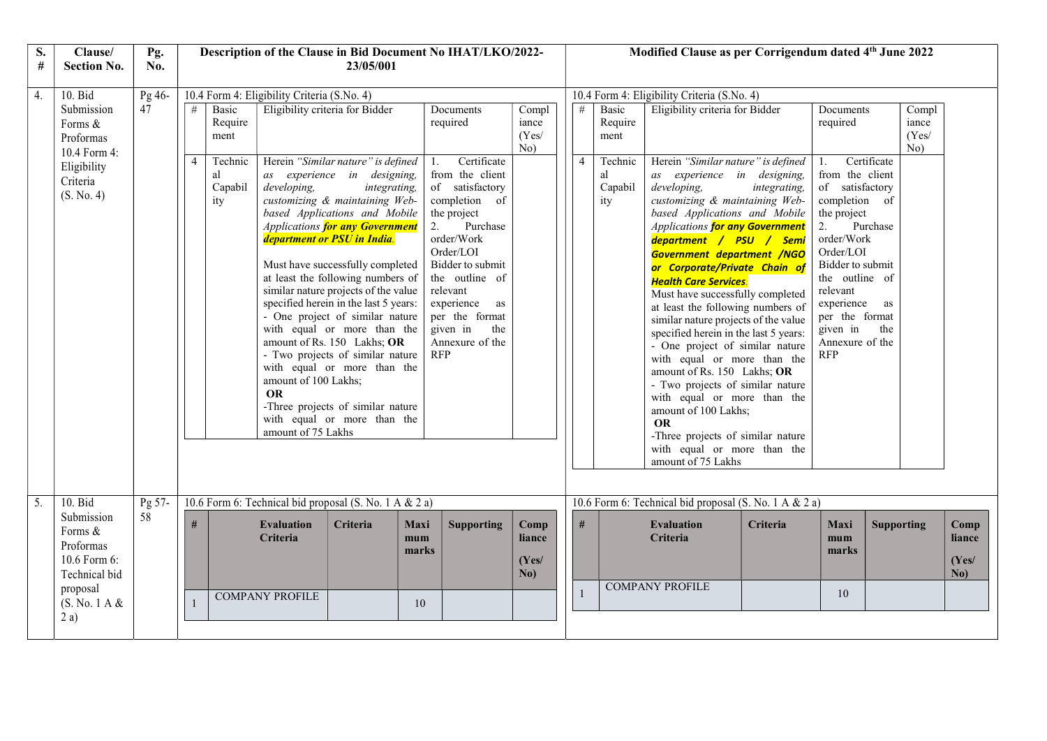| S. # | Clause/ Section No. | Pg. No. | Description of the Clause in Bid Document No IHAT/LKO/2022-23/05/001 | Modified Clause as per Corrigendum dated 4th June 2022 |
|---|---|---|---|---|
| 4. | 10. Bid Submission Forms & Proformas 10.4 Form 4: Eligibility Criteria (S. No. 4) | Pg 46-47 | 10.4 Form 4: Eligibility Criteria (S.No. 4)<br><br>**#:** 4<br>**Basic Requirement:** Technical Capability<br>**Eligibility criteria for Bidder:** Herein *"Similar nature" is defined as experience in designing, developing, integrating, customizing & maintaining Web-based Applications and Mobile Applications* ***for any Government department or PSU in India****.*<br>Must have successfully completed at least the following numbers of similar nature projects of the value specified herein in the last 5 years:<br>- One project of similar nature with equal or more than the amount of Rs. 150 Lakhs; **OR**<br>- Two projects of similar nature with equal or more than the amount of 100 Lakhs;<br>**OR**<br>-Three projects of similar nature with equal or more than the amount of 75 Lakhs<br>**Documents required:** 1. Certificate from the client of satisfactory completion of the project<br>2. Purchase order/Work Order/LOI<br>Bidder to submit the outline of relevant experience as per the format given in the Annexure of the RFP<br>**Compliance (Yes/ No):** | 10.4 Form 4: Eligibility Criteria (S.No. 4)<br><br>**#:** 4<br>**Basic Requirement:** Technical Capability<br>**Eligibility criteria for Bidder:** Herein *"Similar nature" is defined as experience in designing, developing, integrating, customizing & maintaining Web-based Applications and Mobile Applications* ***for any Government department / PSU / Semi Government department /NGO or Corporate/Private Chain of Health Care Services****.*<br>Must have successfully completed at least the following numbers of similar nature projects of the value specified herein in the last 5 years:<br>- One project of similar nature with equal or more than the amount of Rs. 150 Lakhs; **OR**<br>- Two projects of similar nature with equal or more than the amount of 100 Lakhs;<br>**OR**<br>-Three projects of similar nature with equal or more than the amount of 75 Lakhs<br>**Documents required:** 1. Certificate from the client of satisfactory completion of the project<br>2. Purchase order/Work Order/LOI<br>Bidder to submit the outline of relevant experience as per the format given in the Annexure of the RFP<br>**Compliance (Yes/ No):** |
| 5. | 10. Bid Submission Forms & Proformas 10.6 Form 6: Technical bid proposal (S. No. 1 A & 2 a) | Pg 57-58 | 10.6 Form 6: Technical bid proposal (S. No. 1 A & 2 a)<br><br>**#** \| **Evaluation Criteria** \| **Criteria** \| **Maximum marks** \| **Supporting** \| **Compliance (Yes/ No)**<br>1 \| COMPANY PROFILE \| \| 10 \| \| | 10.6 Form 6: Technical bid proposal (S. No. 1 A & 2 a)<br><br>**#** \| **Evaluation Criteria** \| **Criteria** \| **Maximum marks** \| **Supporting** \| **Compliance (Yes/ No)**<br>1 \| COMPANY PROFILE \| \| 10 \| \| |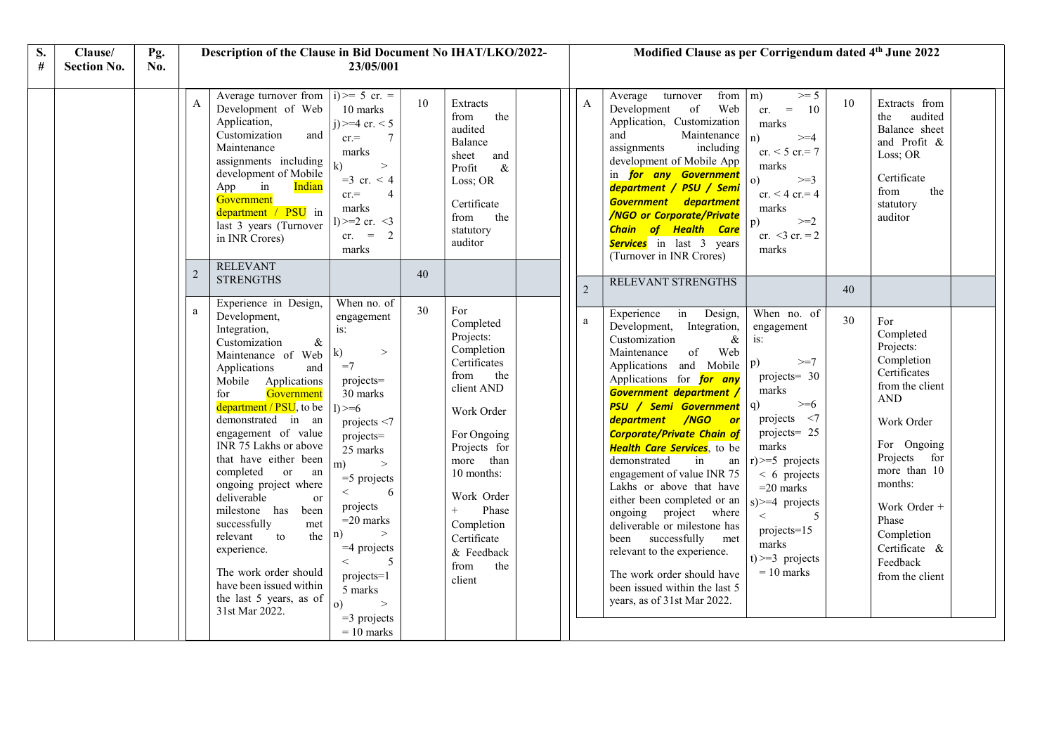| S. # | Clause/ Section No. | Pg. No. | Description of the Clause in Bid Document No IHAT/LKO/2022-23/05/001 | | | | | | Modified Clause as per Corrigendum dated 4th June 2022 | | | | | |
|---|---|---|---|---|---|---|---|---|---|---|---|---|---|---|
| | | | A | Average turnover from Development of Web Application, Customization and Maintenance assignments including development of Mobile App in Indian Government department / PSU in last 3 years (Turnover in INR Crores) | i) >= 5 cr. = 10 marks<br>j) >=4 cr. < 5 cr.= 7 marks<br>k) >=3 cr. < 4 cr.= 4 marks<br>l) >=2 cr. <3 cr. = 2 marks | 10 | Extracts from the audited Balance sheet and Profit & Loss; OR<br><br>Certificate from the statutory auditor | | A | Average turnover from Development of Web Application, Customization and Maintenance assignments including development of Mobile App in ***for any Government department / PSU / Semi Government department /NGO or Corporate/Private Chain of Health Care Services*** in last 3 years (Turnover in INR Crores) | m) >= 5 cr. = 10 marks<br>n) >=4 cr. < 5 cr.= 7 marks<br>o) >=3 cr. < 4 cr.= 4 marks<br>p) >=2 cr. <3 cr. = 2 marks | 10 | Extracts from the audited Balance sheet and Profit & Loss; OR<br><br>Certificate from the statutory auditor | |
| | | | 2 | RELEVANT STRENGTHS | | 40 | | | 2 | RELEVANT STRENGTHS | | 40 | | |
| | | | a | Experience in Design, Development, Integration, Customization & Maintenance of Web Applications and Mobile Applications for Government department / PSU, to be demonstrated in an engagement of value INR 75 Lakhs or above that have either been completed or an ongoing project where deliverable or milestone has been successfully met relevant to the experience.<br><br>The work order should have been issued within the last 5 years, as of 31st Mar 2022. | When no. of engagement is:<br>k) >=7 projects= 30 marks<br>l) >=6 projects <7 projects= 25 marks<br>m) >=5 projects < 6 projects =20 marks<br>n) >=4 projects < 5 projects=15 marks<br>o) >=3 projects = 10 marks | 30 | For Completed Projects: Completion Certificates from the client AND<br><br>Work Order<br><br>For Ongoing Projects for more than 10 months:<br><br>Work Order + Phase Completion Certificate & Feedback from the client | | a | Experience in Design, Development, Integration, Customization & Maintenance of Web Applications and Mobile Applications for ***for any Government department / PSU / Semi Government department /NGO or Corporate/Private Chain of Health Care Services***, to be demonstrated in an engagement of value INR 75 Lakhs or above that have either been completed or an ongoing project where deliverable or milestone has been successfully met relevant to the experience.<br><br>The work order should have been issued within the last 5 years, as of 31st Mar 2022. | When no. of engagement is:<br>p) >=7 projects= 30 marks<br>q) >=6 projects <7 projects= 25 marks<br>r) >=5 projects < 6 projects =20 marks<br>s) >=4 projects < 5 projects=15 marks<br>t) >=3 projects = 10 marks | 30 | For Completed Projects: Completion Certificates from the client AND<br><br>Work Order<br><br>For Ongoing Projects for more than 10 months:<br><br>Work Order + Phase Completion Certificate & Feedback from the client | |